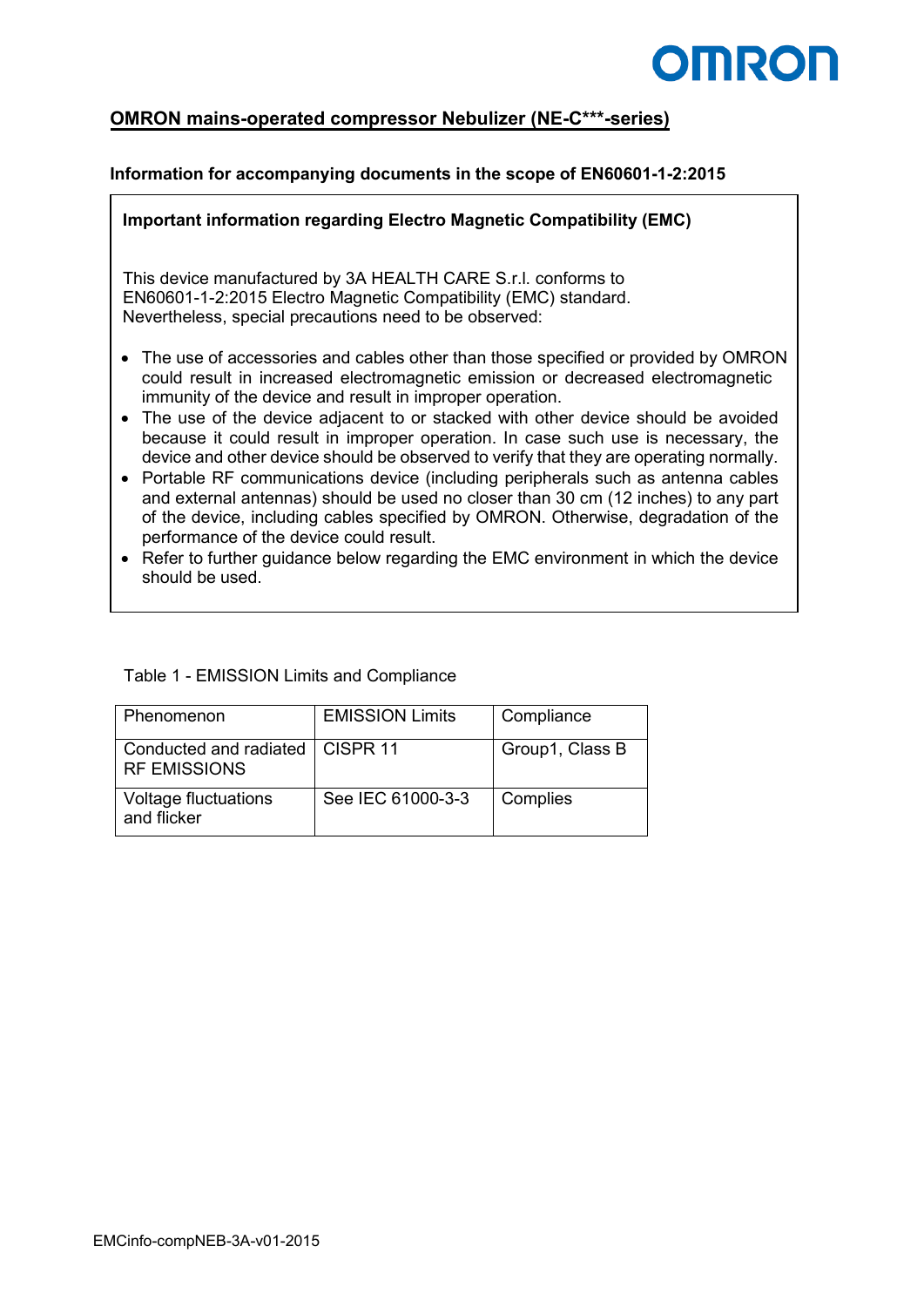## OMRON mains-operated compressor Nebulizer (NE-C***-series)

**Information for accompanying documents in the scope of EN60601-1-2:2015**

**Important information regarding Electro Magnetic Compatibility (EMC)**

This device manufactured by 3A HEALTH CARE S.r.l. conforms to EN60601-1-2:2015 Electro Magnetic Compatibility (EMC) standard.
Nevertheless, special precautions need to be observed:

- The use of accessories and cables other than those specified or provided by OMRON could result in increased electromagnetic emission or decreased electromagnetic immunity of the device and result in improper operation.
- The use of the device adjacent to or stacked with other device should be avoided because it could result in improper operation. In case such use is necessary, the device and other device should be observed to verify that they are operating normally.
- Portable RF communications device (including peripherals such as antenna cables and external antennas) should be used no closer than 30 cm (12 inches) to any part of the device, including cables specified by OMRON. Otherwise, degradation of the performance of the device could result.
- Refer to further guidance below regarding the EMC environment in which the device should be used.

Table 1 - EMISSION Limits and Compliance

| Phenomenon | EMISSION Limits | Compliance |
|---|---|---|
| Conducted and radiated RF EMISSIONS | CISPR 11 | Group1, Class B |
| Voltage fluctuations and flicker | See IEC 61000-3-3 | Complies |

EMCinfo-compNEB-3A-v01-2015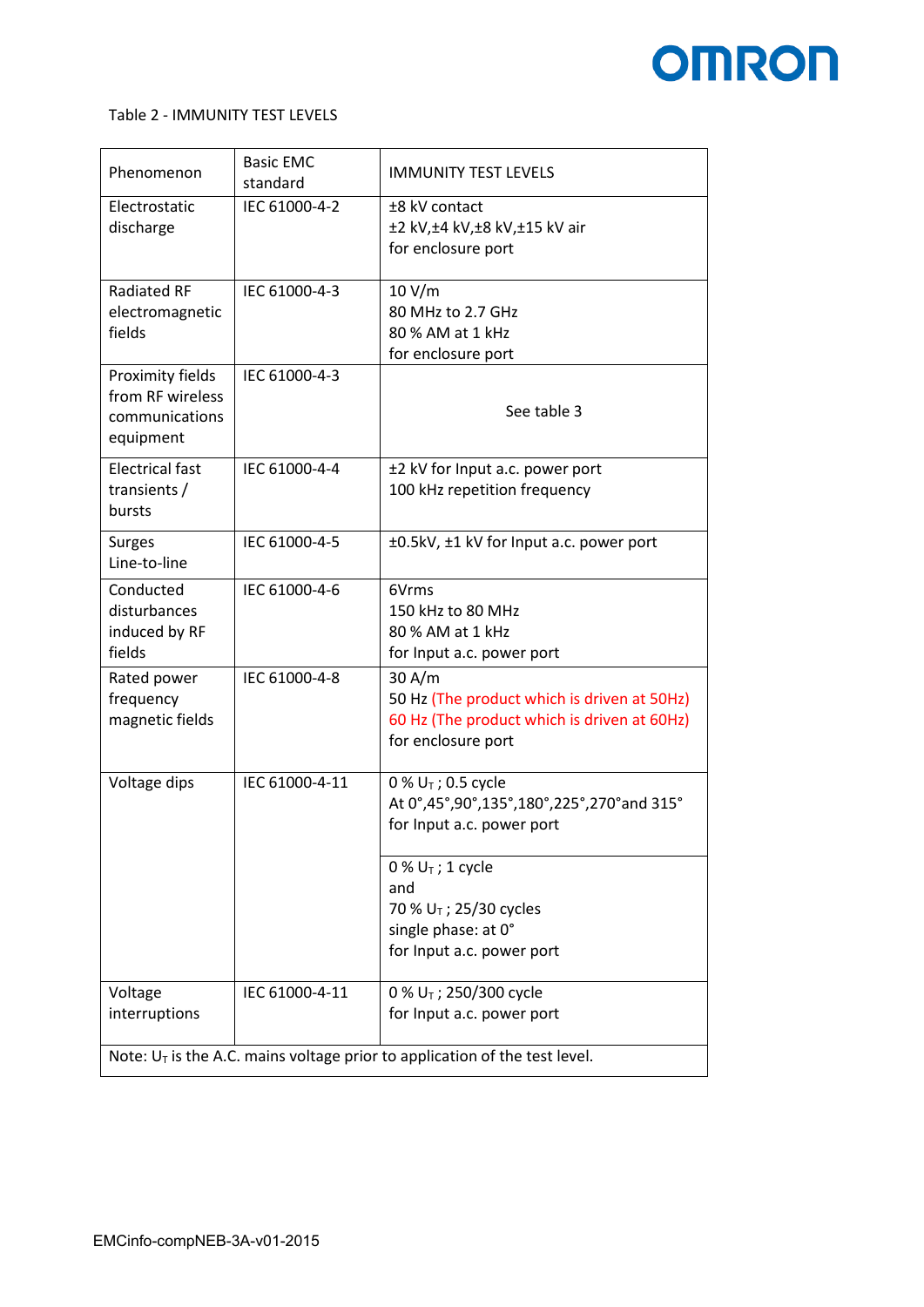Table 2 - IMMUNITY TEST LEVELS

| Phenomenon | Basic EMC standard | IMMUNITY TEST LEVELS |
|---|---|---|
| Electrostatic discharge | IEC 61000-4-2 | ±8 kV contact<br>±2 kV,±4 kV,±8 kV,±15 kV air<br>for enclosure port |
| Radiated RF electromagnetic fields | IEC 61000-4-3 | 10 V/m<br>80 MHz to 2.7 GHz<br>80 % AM at 1 kHz<br>for enclosure port |
| Proximity fields from RF wireless communications equipment | IEC 61000-4-3 | See table 3 |
| Electrical fast transients / bursts | IEC 61000-4-4 | ±2 kV for Input a.c. power port<br>100 kHz repetition frequency |
| Surges Line-to-line | IEC 61000-4-5 | ±0.5kV, ±1 kV for Input a.c. power port |
| Conducted disturbances induced by RF fields | IEC 61000-4-6 | 6Vrms<br>150 kHz to 80 MHz<br>80 % AM at 1 kHz<br>for Input a.c. power port |
| Rated power frequency magnetic fields | IEC 61000-4-8 | 30 A/m<br>50 Hz (The product which is driven at 50Hz)<br>60 Hz (The product which is driven at 60Hz)<br>for enclosure port |
| Voltage dips | IEC 61000-4-11 | 0 % $U_T$ ; 0.5 cycle<br>At 0°,45°,90°,135°,180°,225°,270°and 315°<br>for Input a.c. power port |
| | | 0 % $U_T$ ; 1 cycle<br>and<br>70 % $U_T$ ; 25/30 cycles<br>single phase: at 0°<br>for Input a.c. power port |
| Voltage interruptions | IEC 61000-4-11 | 0 % $U_T$ ; 250/300 cycle<br>for Input a.c. power port |
| Note: $U_T$ is the A.C. mains voltage prior to application of the test level. | | |

EMCinfo-compNEB-3A-v01-2015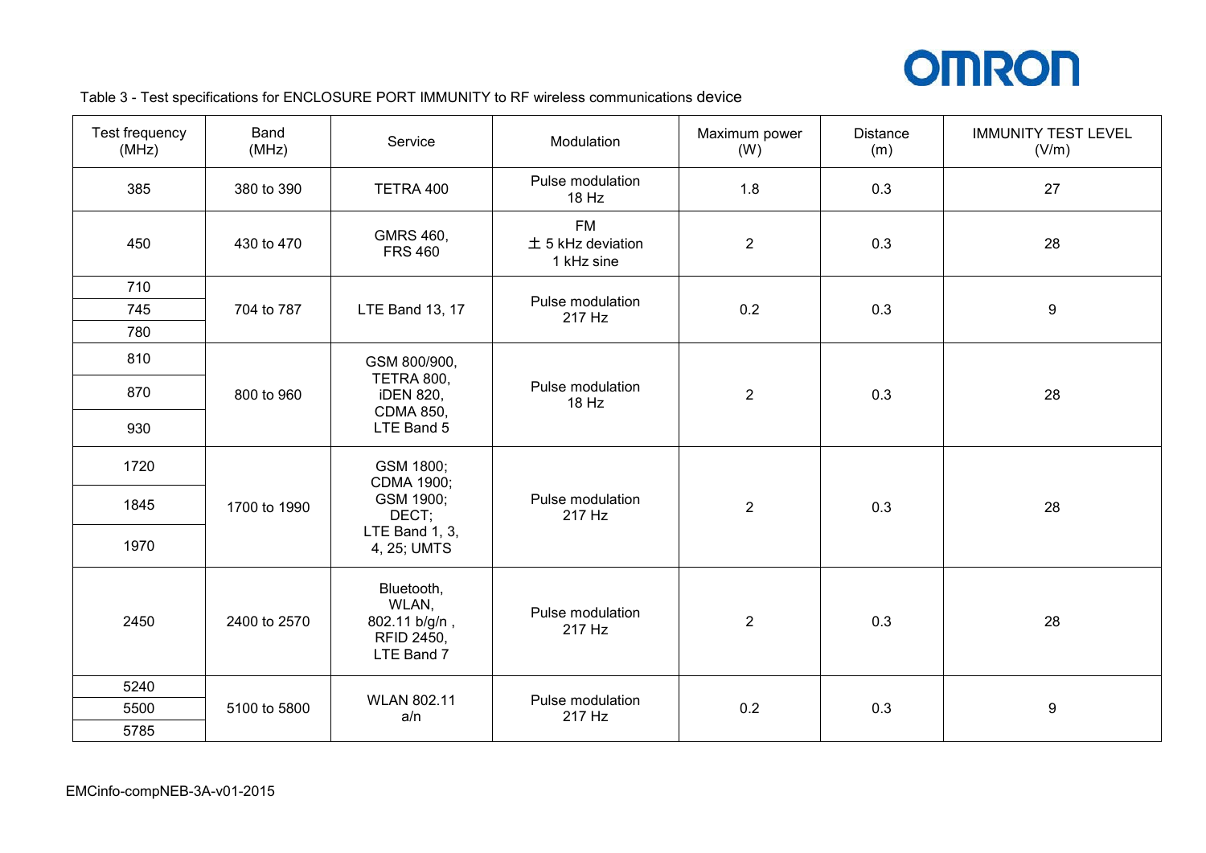Table 3 - Test specifications for ENCLOSURE PORT IMMUNITY to RF wireless communications device

| Test frequency (MHz) | Band (MHz) | Service | Modulation | Maximum power (W) | Distance (m) | IMMUNITY TEST LEVEL (V/m) |
|---|---|---|---|---|---|---|
| 385 | 380 to 390 | TETRA 400 | Pulse modulation 18 Hz | 1.8 | 0.3 | 27 |
| 450 | 430 to 470 | GMRS 460, FRS 460 | FM ± 5 kHz deviation 1 kHz sine | 2 | 0.3 | 28 |
| 710 | 704 to 787 | LTE Band 13, 17 | Pulse modulation 217 Hz | 0.2 | 0.3 | 9 |
| 745 | | | | | | |
| 780 | | | | | | |
| 810 | 800 to 960 | GSM 800/900, TETRA 800, iDEN 820, CDMA 850, LTE Band 5 | Pulse modulation 18 Hz | 2 | 0.3 | 28 |
| 870 | | | | | | |
| 930 | | | | | | |
| 1720 | 1700 to 1990 | GSM 1800; CDMA 1900; GSM 1900; DECT; LTE Band 1, 3, 4, 25; UMTS | Pulse modulation 217 Hz | 2 | 0.3 | 28 |
| 1845 | | | | | | |
| 1970 | | | | | | |
| 2450 | 2400 to 2570 | Bluetooth, WLAN, 802.11 b/g/n , RFID 2450, LTE Band 7 | Pulse modulation 217 Hz | 2 | 0.3 | 28 |
| 5240 | 5100 to 5800 | WLAN 802.11 a/n | Pulse modulation 217 Hz | 0.2 | 0.3 | 9 |
| 5500 | | | | | | |
| 5785 | | | | | | |

EMCinfo-compNEB-3A-v01-2015